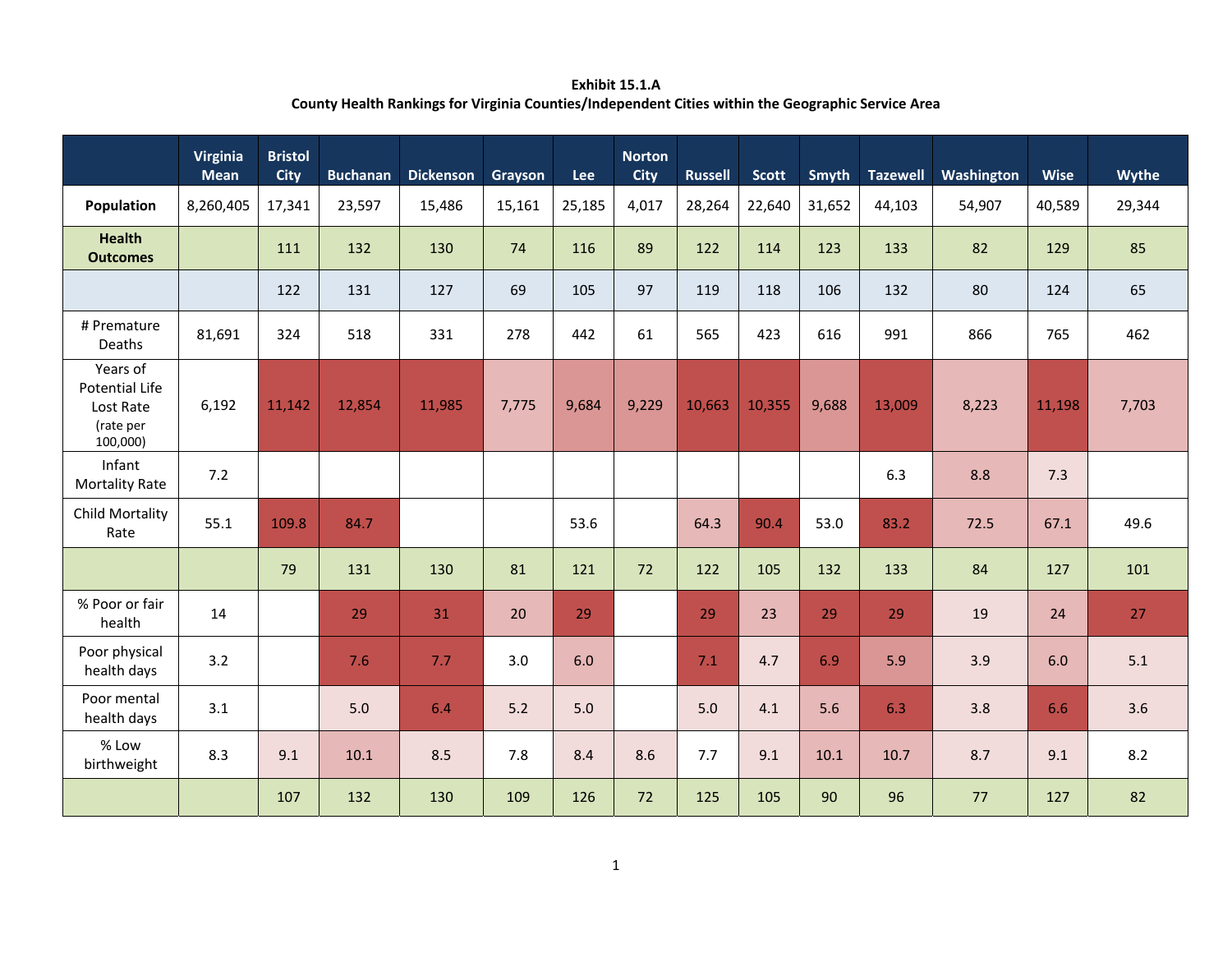**Exhibit 15.1.A**
**County Health Rankings for Virginia Counties/Independent Cities within the Geographic Service Area**

| | Virginia Mean | Bristol City | Buchanan | Dickenson | Grayson | Lee | Norton City | Russell | Scott | Smyth | Tazewell | Washington | Wise | Wythe |
|---|---|---|---|---|---|---|---|---|---|---|---|---|---|---|
| **Population** | 8,260,405 | 17,341 | 23,597 | 15,486 | 15,161 | 25,185 | 4,017 | 28,264 | 22,640 | 31,652 | 44,103 | 54,907 | 40,589 | 29,344 |
| **Health Outcomes** | | 111 | 132 | 130 | 74 | 116 | 89 | 122 | 114 | 123 | 133 | 82 | 129 | 85 |
| | | 122 | 131 | 127 | 69 | 105 | 97 | 119 | 118 | 106 | 132 | 80 | 124 | 65 |
| # Premature Deaths | 81,691 | 324 | 518 | 331 | 278 | 442 | 61 | 565 | 423 | 616 | 991 | 866 | 765 | 462 |
| Years of Potential Life Lost Rate (rate per 100,000) | 6,192 | 11,142 | 12,854 | 11,985 | 7,775 | 9,684 | 9,229 | 10,663 | 10,355 | 9,688 | 13,009 | 8,223 | 11,198 | 7,703 |
| Infant Mortality Rate | 7.2 | | | | | | | | | | 6.3 | 8.8 | 7.3 | |
| Child Mortality Rate | 55.1 | 109.8 | 84.7 | | | 53.6 | | 64.3 | 90.4 | 53.0 | 83.2 | 72.5 | 67.1 | 49.6 |
| | | 79 | 131 | 130 | 81 | 121 | 72 | 122 | 105 | 132 | 133 | 84 | 127 | 101 |
| % Poor or fair health | 14 | | 29 | 31 | 20 | 29 | | 29 | 23 | 29 | 29 | 19 | 24 | 27 |
| Poor physical health days | 3.2 | | 7.6 | 7.7 | 3.0 | 6.0 | | 7.1 | 4.7 | 6.9 | 5.9 | 3.9 | 6.0 | 5.1 |
| Poor mental health days | 3.1 | | 5.0 | 6.4 | 5.2 | 5.0 | | 5.0 | 4.1 | 5.6 | 6.3 | 3.8 | 6.6 | 3.6 |
| % Low birthweight | 8.3 | 9.1 | 10.1 | 8.5 | 7.8 | 8.4 | 8.6 | 7.7 | 9.1 | 10.1 | 10.7 | 8.7 | 9.1 | 8.2 |
| | | 107 | 132 | 130 | 109 | 126 | 72 | 125 | 105 | 90 | 96 | 77 | 127 | 82 |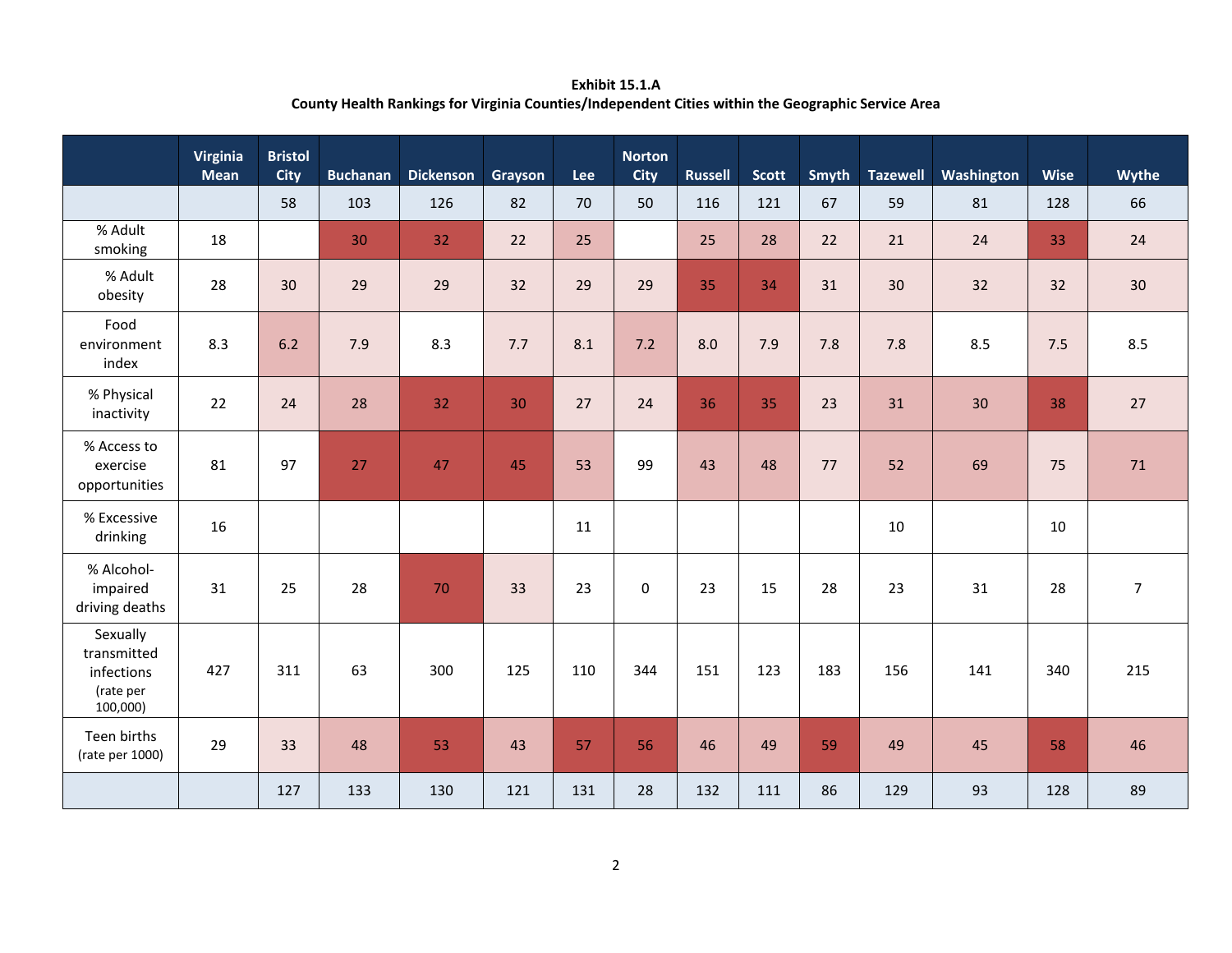**Exhibit 15.1.A**
**County Health Rankings for Virginia Counties/Independent Cities within the Geographic Service Area**

| | Virginia Mean | Bristol City | Buchanan | Dickenson | Grayson | Lee | Norton City | Russell | Scott | Smyth | Tazewell | Washington | Wise | Wythe |
|---|---|---|---|---|---|---|---|---|---|---|---|---|---|---|
| | | 58 | 103 | 126 | 82 | 70 | 50 | 116 | 121 | 67 | 59 | 81 | 128 | 66 |
| % Adult smoking | 18 | | 30 | 32 | 22 | 25 | | 25 | 28 | 22 | 21 | 24 | 33 | 24 |
| % Adult obesity | 28 | 30 | 29 | 29 | 32 | 29 | 29 | 35 | 34 | 31 | 30 | 32 | 32 | 30 |
| Food environment index | 8.3 | 6.2 | 7.9 | 8.3 | 7.7 | 8.1 | 7.2 | 8.0 | 7.9 | 7.8 | 7.8 | 8.5 | 7.5 | 8.5 |
| % Physical inactivity | 22 | 24 | 28 | 32 | 30 | 27 | 24 | 36 | 35 | 23 | 31 | 30 | 38 | 27 |
| % Access to exercise opportunities | 81 | 97 | 27 | 47 | 45 | 53 | 99 | 43 | 48 | 77 | 52 | 69 | 75 | 71 |
| % Excessive drinking | 16 | | | | | 11 | | | | | 10 | | 10 | |
| % Alcohol-impaired driving deaths | 31 | 25 | 28 | 70 | 33 | 23 | 0 | 23 | 15 | 28 | 23 | 31 | 28 | 7 |
| Sexually transmitted infections (rate per 100,000) | 427 | 311 | 63 | 300 | 125 | 110 | 344 | 151 | 123 | 183 | 156 | 141 | 340 | 215 |
| Teen births (rate per 1000) | 29 | 33 | 48 | 53 | 43 | 57 | 56 | 46 | 49 | 59 | 49 | 45 | 58 | 46 |
| | | 127 | 133 | 130 | 121 | 131 | 28 | 132 | 111 | 86 | 129 | 93 | 128 | 89 |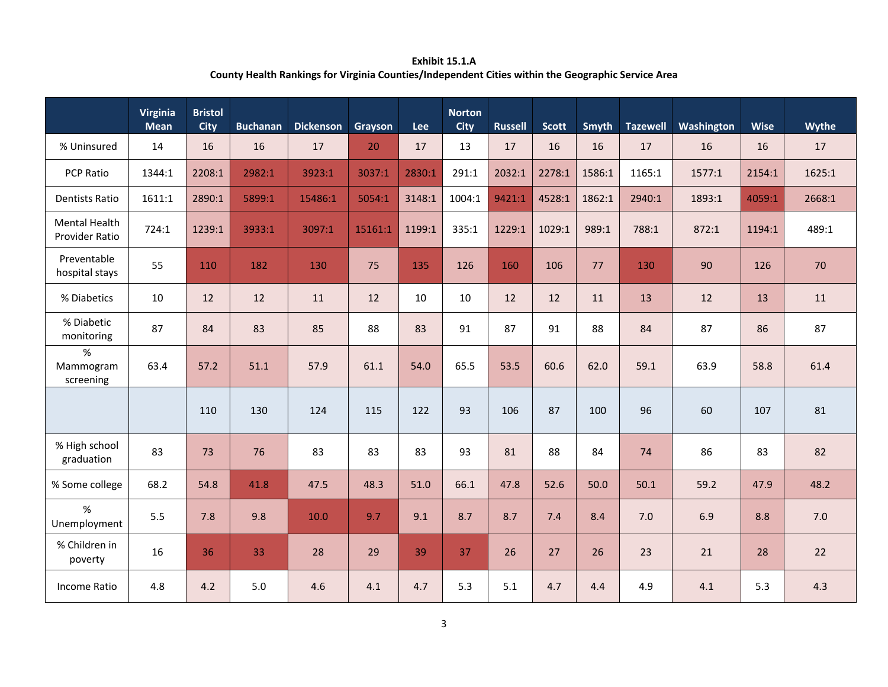**Exhibit 15.1.A**
**County Health Rankings for Virginia Counties/Independent Cities within the Geographic Service Area**

| | Virginia Mean | Bristol City | Buchanan | Dickenson | Grayson | Lee | Norton City | Russell | Scott | Smyth | Tazewell | Washington | Wise | Wythe |
|---|---|---|---|---|---|---|---|---|---|---|---|---|---|---|
| % Uninsured | 14 | 16 | 16 | 17 | 20 | 17 | 13 | 17 | 16 | 16 | 17 | 16 | 16 | 17 |
| PCP Ratio | 1344:1 | 2208:1 | 2982:1 | 3923:1 | 3037:1 | 2830:1 | 291:1 | 2032:1 | 2278:1 | 1586:1 | 1165:1 | 1577:1 | 2154:1 | 1625:1 |
| Dentists Ratio | 1611:1 | 2890:1 | 5899:1 | 15486:1 | 5054:1 | 3148:1 | 1004:1 | 9421:1 | 4528:1 | 1862:1 | 2940:1 | 1893:1 | 4059:1 | 2668:1 |
| Mental Health Provider Ratio | 724:1 | 1239:1 | 3933:1 | 3097:1 | 15161:1 | 1199:1 | 335:1 | 1229:1 | 1029:1 | 989:1 | 788:1 | 872:1 | 1194:1 | 489:1 |
| Preventable hospital stays | 55 | 110 | 182 | 130 | 75 | 135 | 126 | 160 | 106 | 77 | 130 | 90 | 126 | 70 |
| % Diabetics | 10 | 12 | 12 | 11 | 12 | 10 | 10 | 12 | 12 | 11 | 13 | 12 | 13 | 11 |
| % Diabetic monitoring | 87 | 84 | 83 | 85 | 88 | 83 | 91 | 87 | 91 | 88 | 84 | 87 | 86 | 87 |
| % Mammogram screening | 63.4 | 57.2 | 51.1 | 57.9 | 61.1 | 54.0 | 65.5 | 53.5 | 60.6 | 62.0 | 59.1 | 63.9 | 58.8 | 61.4 |
| | | 110 | 130 | 124 | 115 | 122 | 93 | 106 | 87 | 100 | 96 | 60 | 107 | 81 |
| % High school graduation | 83 | 73 | 76 | 83 | 83 | 83 | 93 | 81 | 88 | 84 | 74 | 86 | 83 | 82 |
| % Some college | 68.2 | 54.8 | 41.8 | 47.5 | 48.3 | 51.0 | 66.1 | 47.8 | 52.6 | 50.0 | 50.1 | 59.2 | 47.9 | 48.2 |
| % Unemployment | 5.5 | 7.8 | 9.8 | 10.0 | 9.7 | 9.1 | 8.7 | 8.7 | 7.4 | 8.4 | 7.0 | 6.9 | 8.8 | 7.0 |
| % Children in poverty | 16 | 36 | 33 | 28 | 29 | 39 | 37 | 26 | 27 | 26 | 23 | 21 | 28 | 22 |
| Income Ratio | 4.8 | 4.2 | 5.0 | 4.6 | 4.1 | 4.7 | 5.3 | 5.1 | 4.7 | 4.4 | 4.9 | 4.1 | 5.3 | 4.3 |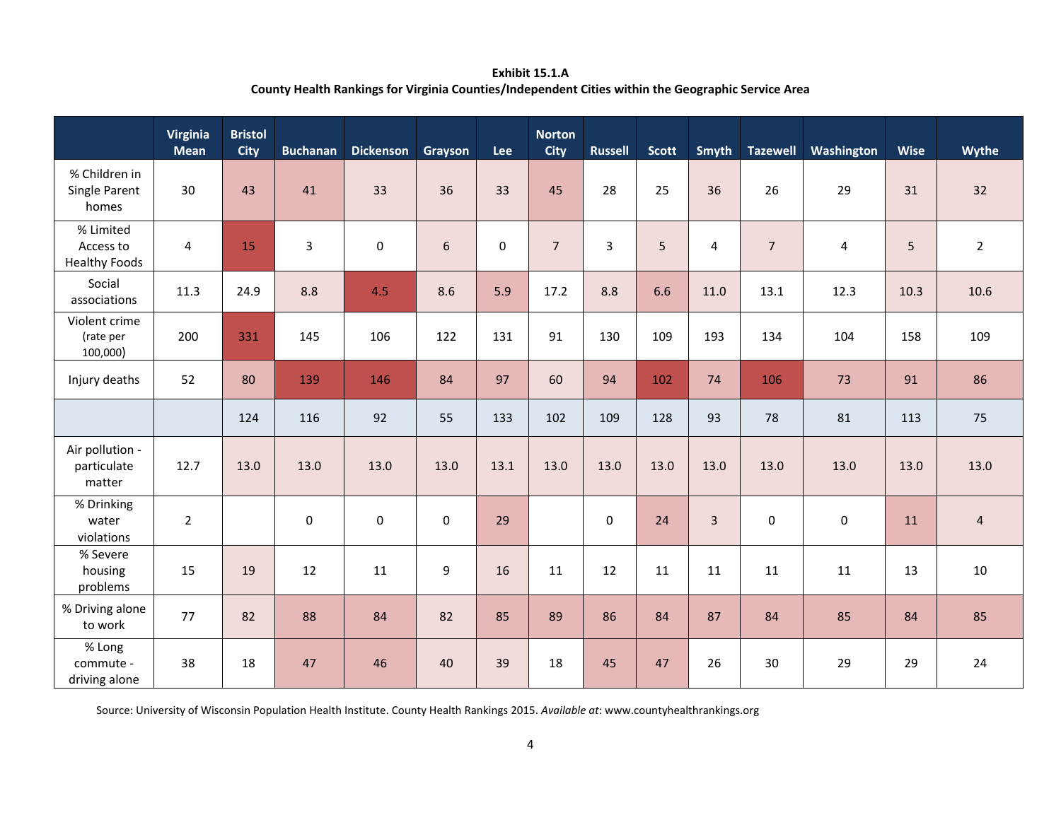**Exhibit 15.1.A**
**County Health Rankings for Virginia Counties/Independent Cities within the Geographic Service Area**

| | Virginia Mean | Bristol City | Buchanan | Dickenson | Grayson | Lee | Norton City | Russell | Scott | Smyth | Tazewell | Washington | Wise | Wythe |
|---|---|---|---|---|---|---|---|---|---|---|---|---|---|---|
| % Children in Single Parent homes | 30 | 43 | 41 | 33 | 36 | 33 | 45 | 28 | 25 | 36 | 26 | 29 | 31 | 32 |
| % Limited Access to Healthy Foods | 4 | 15 | 3 | 0 | 6 | 0 | 7 | 3 | 5 | 4 | 7 | 4 | 5 | 2 |
| Social associations | 11.3 | 24.9 | 8.8 | 4.5 | 8.6 | 5.9 | 17.2 | 8.8 | 6.6 | 11.0 | 13.1 | 12.3 | 10.3 | 10.6 |
| Violent crime (rate per 100,000) | 200 | 331 | 145 | 106 | 122 | 131 | 91 | 130 | 109 | 193 | 134 | 104 | 158 | 109 |
| Injury deaths | 52 | 80 | 139 | 146 | 84 | 97 | 60 | 94 | 102 | 74 | 106 | 73 | 91 | 86 |
| | | 124 | 116 | 92 | 55 | 133 | 102 | 109 | 128 | 93 | 78 | 81 | 113 | 75 |
| Air pollution - particulate matter | 12.7 | 13.0 | 13.0 | 13.0 | 13.0 | 13.1 | 13.0 | 13.0 | 13.0 | 13.0 | 13.0 | 13.0 | 13.0 | 13.0 |
| % Drinking water violations | 2 | | 0 | 0 | 0 | 29 | | 0 | 24 | 3 | 0 | 0 | 11 | 4 |
| % Severe housing problems | 15 | 19 | 12 | 11 | 9 | 16 | 11 | 12 | 11 | 11 | 11 | 11 | 13 | 10 |
| % Driving alone to work | 77 | 82 | 88 | 84 | 82 | 85 | 89 | 86 | 84 | 87 | 84 | 85 | 84 | 85 |
| % Long commute - driving alone | 38 | 18 | 47 | 46 | 40 | 39 | 18 | 45 | 47 | 26 | 30 | 29 | 29 | 24 |

Source: University of Wisconsin Population Health Institute. County Health Rankings 2015. *Available at*: www.countyhealthrankings.org